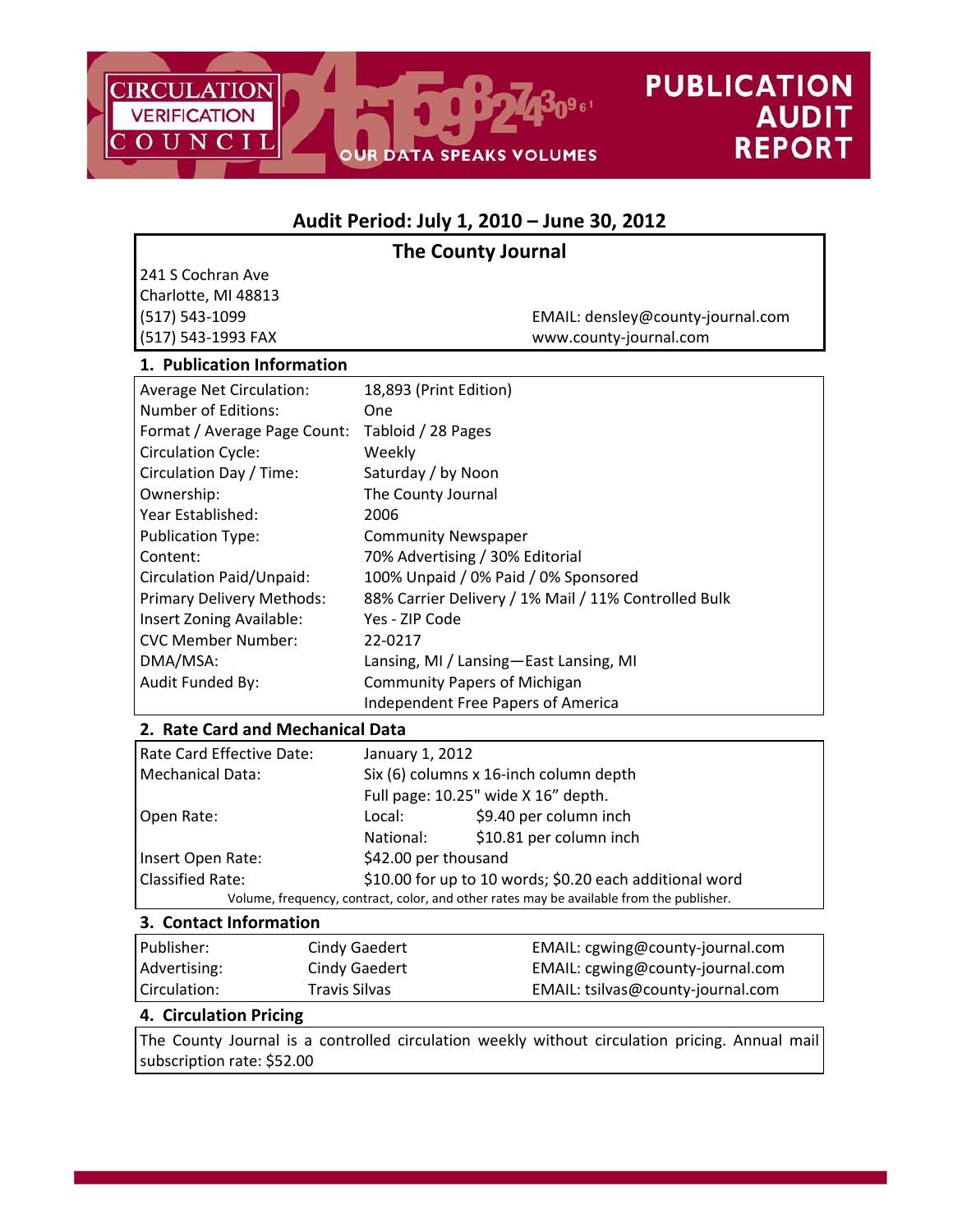CIRCULATION VERIFICATION COUNCIL

OUR DATA SPEAKS VOLUMES

# PUBLICATION AUDIT REPORT

## Audit Period: July 1, 2010 – June 30, 2012

### The County Journal

241 S Cochran Ave
Charlotte, MI 48813
(517) 543-1099
(517) 543-1993 FAX

EMAIL: densley@county-journal.com
www.county-journal.com

### 1. Publication Information

| | |
|---|---|
| Average Net Circulation: | 18,893 (Print Edition) |
| Number of Editions: | One |
| Format / Average Page Count: | Tabloid / 28 Pages |
| Circulation Cycle: | Weekly |
| Circulation Day / Time: | Saturday / by Noon |
| Ownership: | The County Journal |
| Year Established: | 2006 |
| Publication Type: | Community Newspaper |
| Content: | 70% Advertising / 30% Editorial |
| Circulation Paid/Unpaid: | 100% Unpaid / 0% Paid / 0% Sponsored |
| Primary Delivery Methods: | 88% Carrier Delivery / 1% Mail / 11% Controlled Bulk |
| Insert Zoning Available: | Yes - ZIP Code |
| CVC Member Number: | 22-0217 |
| DMA/MSA: | Lansing, MI / Lansing—East Lansing, MI |
| Audit Funded By: | Community Papers of Michigan<br>Independent Free Papers of America |

### 2. Rate Card and Mechanical Data

| | | |
|---|---|---|
| Rate Card Effective Date: | January 1, 2012 | |
| Mechanical Data: | Six (6) columns x 16-inch column depth<br>Full page: 10.25" wide X 16" depth. | |
| Open Rate: | Local: | $9.40 per column inch |
| | National: | $10.81 per column inch |
| Insert Open Rate: | $42.00 per thousand | |
| Classified Rate: | $10.00 for up to 10 words; $0.20 each additional word | |

Volume, frequency, contract, color, and other rates may be available from the publisher.

### 3. Contact Information

| | | |
|---|---|---|
| Publisher: | Cindy Gaedert | EMAIL: cgwing@county-journal.com |
| Advertising: | Cindy Gaedert | EMAIL: cgwing@county-journal.com |
| Circulation: | Travis Silvas | EMAIL: tsilvas@county-journal.com |

### 4. Circulation Pricing

The County Journal is a controlled circulation weekly without circulation pricing. Annual mail subscription rate: $52.00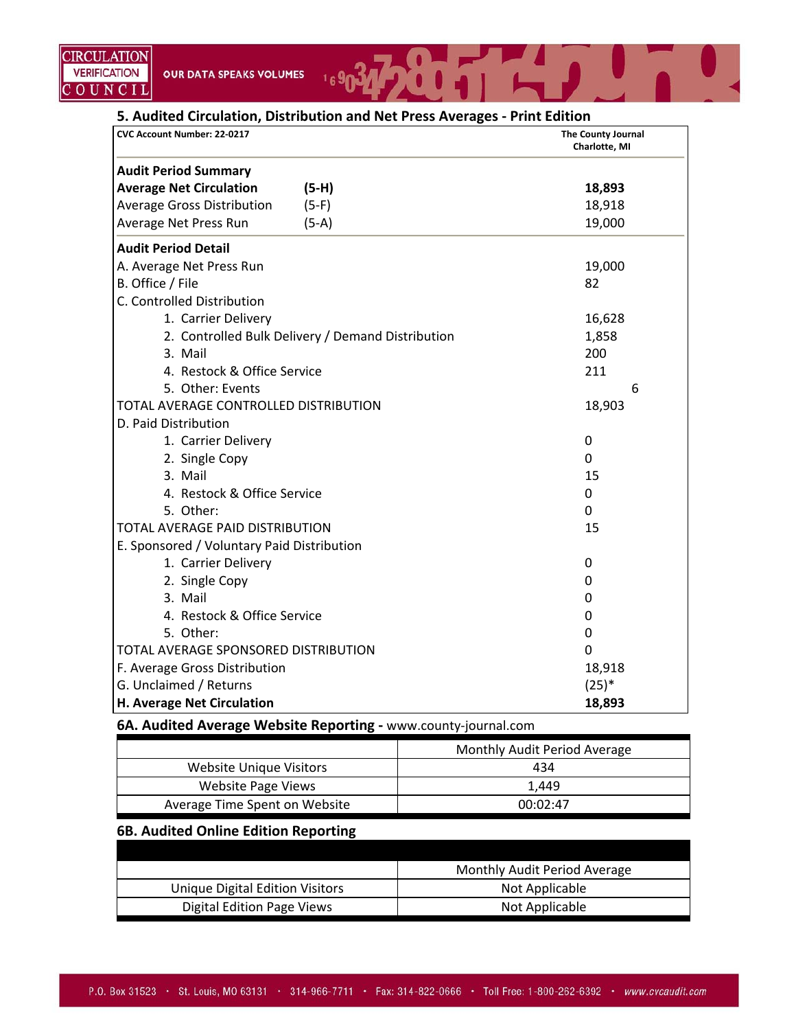## 5. Audited Circulation, Distribution and Net Press Averages - Print Edition

| CVC Account Number: 22-0217 | | The County Journal Charlotte, MI |
|---|---|---|
| **Audit Period Summary** | | |
| **Average Net Circulation** | **(5-H)** | **18,893** |
| Average Gross Distribution | (5-F) | 18,918 |
| Average Net Press Run | (5-A) | 19,000 |
| **Audit Period Detail** | | |
| A. Average Net Press Run | | 19,000 |
| B. Office / File | | 82 |
| C. Controlled Distribution | | |
| 1. Carrier Delivery | | 16,628 |
| 2. Controlled Bulk Delivery / Demand Distribution | | 1,858 |
| 3. Mail | | 200 |
| 4. Restock & Office Service | | 211 |
| 5. Other: Events | | 6 |
| TOTAL AVERAGE CONTROLLED DISTRIBUTION | | 18,903 |
| D. Paid Distribution | | |
| 1. Carrier Delivery | | 0 |
| 2. Single Copy | | 0 |
| 3. Mail | | 15 |
| 4. Restock & Office Service | | 0 |
| 5. Other: | | 0 |
| TOTAL AVERAGE PAID DISTRIBUTION | | 15 |
| E. Sponsored / Voluntary Paid Distribution | | |
| 1. Carrier Delivery | | 0 |
| 2. Single Copy | | 0 |
| 3. Mail | | 0 |
| 4. Restock & Office Service | | 0 |
| 5. Other: | | 0 |
| TOTAL AVERAGE SPONSORED DISTRIBUTION | | 0 |
| F. Average Gross Distribution | | 18,918 |
| G. Unclaimed / Returns | | (25)* |
| **H. Average Net Circulation** | | **18,893** |

## 6A. Audited Average Website Reporting - www.county-journal.com

| | Monthly Audit Period Average |
|---|---|
| Website Unique Visitors | 434 |
| Website Page Views | 1,449 |
| Average Time Spent on Website | 00:02:47 |

## 6B. Audited Online Edition Reporting

| | Monthly Audit Period Average |
|---|---|
| Unique Digital Edition Visitors | Not Applicable |
| Digital Edition Page Views | Not Applicable |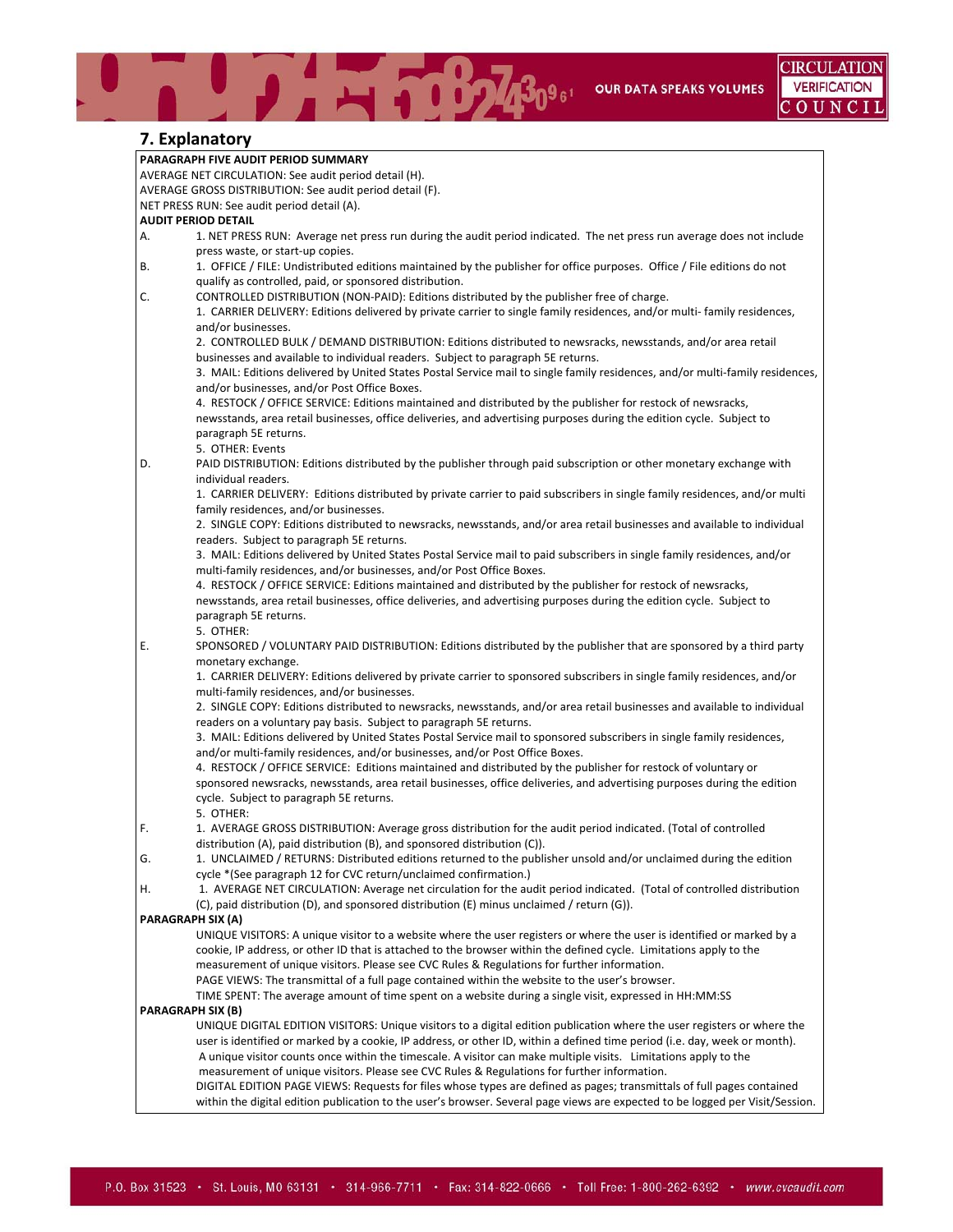## 7. Explanatory

**PARAGRAPH FIVE AUDIT PERIOD SUMMARY**

AVERAGE NET CIRCULATION: See audit period detail (H).

AVERAGE GROSS DISTRIBUTION: See audit period detail (F).

NET PRESS RUN: See audit period detail (A).

**AUDIT PERIOD DETAIL**

A. 1. NET PRESS RUN: Average net press run during the audit period indicated. The net press run average does not include press waste, or start-up copies.

B. 1. OFFICE / FILE: Undistributed editions maintained by the publisher for office purposes. Office / File editions do not qualify as controlled, paid, or sponsored distribution.

C. CONTROLLED DISTRIBUTION (NON-PAID): Editions distributed by the publisher free of charge.

1. CARRIER DELIVERY: Editions delivered by private carrier to single family residences, and/or multi- family residences, and/or businesses.
2. CONTROLLED BULK / DEMAND DISTRIBUTION: Editions distributed to newsracks, newsstands, and/or area retail businesses and available to individual readers. Subject to paragraph 5E returns.
3. MAIL: Editions delivered by United States Postal Service mail to single family residences, and/or multi-family residences, and/or businesses, and/or Post Office Boxes.
4. RESTOCK / OFFICE SERVICE: Editions maintained and distributed by the publisher for restock of newsracks, newsstands, area retail businesses, office deliveries, and advertising purposes during the edition cycle. Subject to paragraph 5E returns.
5. OTHER: Events

D. PAID DISTRIBUTION: Editions distributed by the publisher through paid subscription or other monetary exchange with individual readers.

1. CARRIER DELIVERY: Editions distributed by private carrier to paid subscribers in single family residences, and/or multi family residences, and/or businesses.
2. SINGLE COPY: Editions distributed to newsracks, newsstands, and/or area retail businesses and available to individual readers. Subject to paragraph 5E returns.
3. MAIL: Editions delivered by United States Postal Service mail to paid subscribers in single family residences, and/or multi-family residences, and/or businesses, and/or Post Office Boxes.
4. RESTOCK / OFFICE SERVICE: Editions maintained and distributed by the publisher for restock of newsracks, newsstands, area retail businesses, office deliveries, and advertising purposes during the edition cycle. Subject to paragraph 5E returns.
5. OTHER:

E. SPONSORED / VOLUNTARY PAID DISTRIBUTION: Editions distributed by the publisher that are sponsored by a third party monetary exchange.

1. CARRIER DELIVERY: Editions delivered by private carrier to sponsored subscribers in single family residences, and/or multi-family residences, and/or businesses.
2. SINGLE COPY: Editions distributed to newsracks, newsstands, and/or area retail businesses and available to individual readers on a voluntary pay basis. Subject to paragraph 5E returns.
3. MAIL: Editions delivered by United States Postal Service mail to sponsored subscribers in single family residences, and/or multi-family residences, and/or businesses, and/or Post Office Boxes.
4. RESTOCK / OFFICE SERVICE: Editions maintained and distributed by the publisher for restock of voluntary or sponsored newsracks, newsstands, area retail businesses, office deliveries, and advertising purposes during the edition cycle. Subject to paragraph 5E returns.
5. OTHER:

F. 1. AVERAGE GROSS DISTRIBUTION: Average gross distribution for the audit period indicated. (Total of controlled distribution (A), paid distribution (B), and sponsored distribution (C)).

G. 1. UNCLAIMED / RETURNS: Distributed editions returned to the publisher unsold and/or unclaimed during the edition cycle *(See paragraph 12 for CVC return/unclaimed confirmation.)

H. 1. AVERAGE NET CIRCULATION: Average net circulation for the audit period indicated. (Total of controlled distribution (C), paid distribution (D), and sponsored distribution (E) minus unclaimed / return (G)).

**PARAGRAPH SIX (A)**

UNIQUE VISITORS: A unique visitor to a website where the user registers or where the user is identified or marked by a cookie, IP address, or other ID that is attached to the browser within the defined cycle. Limitations apply to the measurement of unique visitors. Please see CVC Rules & Regulations for further information.

PAGE VIEWS: The transmittal of a full page contained within the website to the user's browser.

TIME SPENT: The average amount of time spent on a website during a single visit, expressed in HH:MM:SS

**PARAGRAPH SIX (B)**

UNIQUE DIGITAL EDITION VISITORS: Unique visitors to a digital edition publication where the user registers or where the user is identified or marked by a cookie, IP address, or other ID, within a defined time period (i.e. day, week or month). A unique visitor counts once within the timescale. A visitor can make multiple visits. Limitations apply to the measurement of unique visitors. Please see CVC Rules & Regulations for further information.

DIGITAL EDITION PAGE VIEWS: Requests for files whose types are defined as pages; transmittals of full pages contained within the digital edition publication to the user's browser. Several page views are expected to be logged per Visit/Session.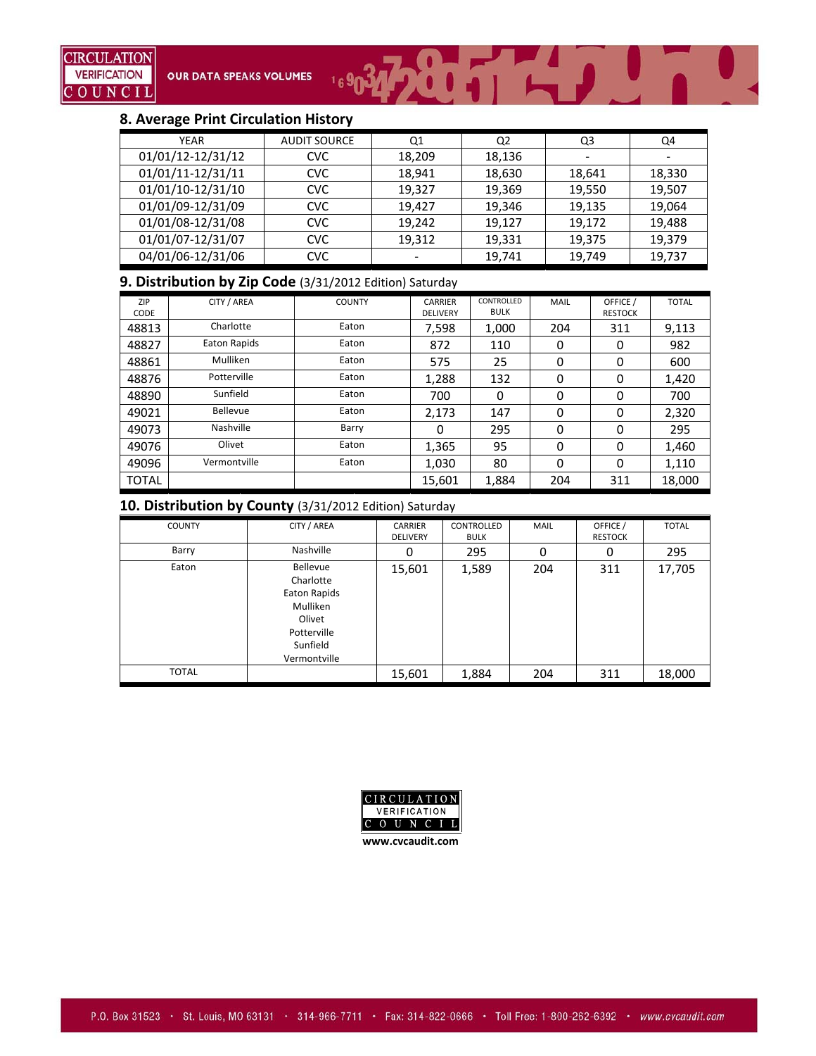## 8. Average Print Circulation History

| YEAR | AUDIT SOURCE | Q1 | Q2 | Q3 | Q4 |
|---|---|---|---|---|---|
| 01/01/12-12/31/12 | CVC | 18,209 | 18,136 | - | - |
| 01/01/11-12/31/11 | CVC | 18,941 | 18,630 | 18,641 | 18,330 |
| 01/01/10-12/31/10 | CVC | 19,327 | 19,369 | 19,550 | 19,507 |
| 01/01/09-12/31/09 | CVC | 19,427 | 19,346 | 19,135 | 19,064 |
| 01/01/08-12/31/08 | CVC | 19,242 | 19,127 | 19,172 | 19,488 |
| 01/01/07-12/31/07 | CVC | 19,312 | 19,331 | 19,375 | 19,379 |
| 04/01/06-12/31/06 | CVC | - | 19,741 | 19,749 | 19,737 |

## 9. Distribution by Zip Code (3/31/2012 Edition) Saturday

| ZIP CODE | CITY / AREA | COUNTY | CARRIER DELIVERY | CONTROLLED BULK | MAIL | OFFICE / RESTOCK | TOTAL |
|---|---|---|---|---|---|---|---|
| 48813 | Charlotte | Eaton | 7,598 | 1,000 | 204 | 311 | 9,113 |
| 48827 | Eaton Rapids | Eaton | 872 | 110 | 0 | 0 | 982 |
| 48861 | Mulliken | Eaton | 575 | 25 | 0 | 0 | 600 |
| 48876 | Potterville | Eaton | 1,288 | 132 | 0 | 0 | 1,420 |
| 48890 | Sunfield | Eaton | 700 | 0 | 0 | 0 | 700 |
| 49021 | Bellevue | Eaton | 2,173 | 147 | 0 | 0 | 2,320 |
| 49073 | Nashville | Barry | 0 | 295 | 0 | 0 | 295 |
| 49076 | Olivet | Eaton | 1,365 | 95 | 0 | 0 | 1,460 |
| 49096 | Vermontville | Eaton | 1,030 | 80 | 0 | 0 | 1,110 |
| TOTAL | | | 15,601 | 1,884 | 204 | 311 | 18,000 |

## 10. Distribution by County (3/31/2012 Edition) Saturday

| COUNTY | CITY / AREA | CARRIER DELIVERY | CONTROLLED BULK | MAIL | OFFICE / RESTOCK | TOTAL |
|---|---|---|---|---|---|---|
| Barry | Nashville | 0 | 295 | 0 | 0 | 295 |
| Eaton | Bellevue<br>Charlotte<br>Eaton Rapids<br>Mulliken<br>Olivet<br>Potterville<br>Sunfield<br>Vermontville | 15,601 | 1,589 | 204 | 311 | 17,705 |
| TOTAL | | 15,601 | 1,884 | 204 | 311 | 18,000 |

CIRCULATION VERIFICATION COUNCIL

www.cvcaudit.com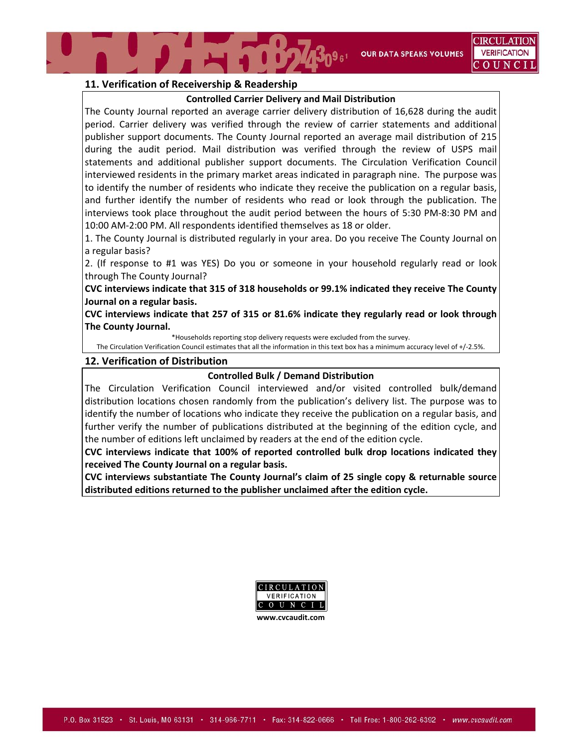## 11. Verification of Receivership & Readership

**Controlled Carrier Delivery and Mail Distribution**

The County Journal reported an average carrier delivery distribution of 16,628 during the audit period. Carrier delivery was verified through the review of carrier statements and additional publisher support documents. The County Journal reported an average mail distribution of 215 during the audit period. Mail distribution was verified through the review of USPS mail statements and additional publisher support documents. The Circulation Verification Council interviewed residents in the primary market areas indicated in paragraph nine. The purpose was to identify the number of residents who indicate they receive the publication on a regular basis, and further identify the number of residents who read or look through the publication. The interviews took place throughout the audit period between the hours of 5:30 PM-8:30 PM and 10:00 AM-2:00 PM. All respondents identified themselves as 18 or older.

1. The County Journal is distributed regularly in your area. Do you receive The County Journal on a regular basis?
2. (If response to #1 was YES) Do you or someone in your household regularly read or look through The County Journal?

**CVC interviews indicate that 315 of 318 households or 99.1% indicated they receive The County Journal on a regular basis.**

**CVC interviews indicate that 257 of 315 or 81.6% indicate they regularly read or look through The County Journal.**

*Households reporting stop delivery requests were excluded from the survey.

The Circulation Verification Council estimates that all the information in this text box has a minimum accuracy level of +/-2.5%.

## 12. Verification of Distribution

**Controlled Bulk / Demand Distribution**

The Circulation Verification Council interviewed and/or visited controlled bulk/demand distribution locations chosen randomly from the publication's delivery list. The purpose was to identify the number of locations who indicate they receive the publication on a regular basis, and further verify the number of publications distributed at the beginning of the edition cycle, and the number of editions left unclaimed by readers at the end of the edition cycle.

**CVC interviews indicate that 100% of reported controlled bulk drop locations indicated they received The County Journal on a regular basis.**

**CVC interviews substantiate The County Journal's claim of 25 single copy & returnable source distributed editions returned to the publisher unclaimed after the edition cycle.**

CIRCULATION VERIFICATION COUNCIL

www.cvcaudit.com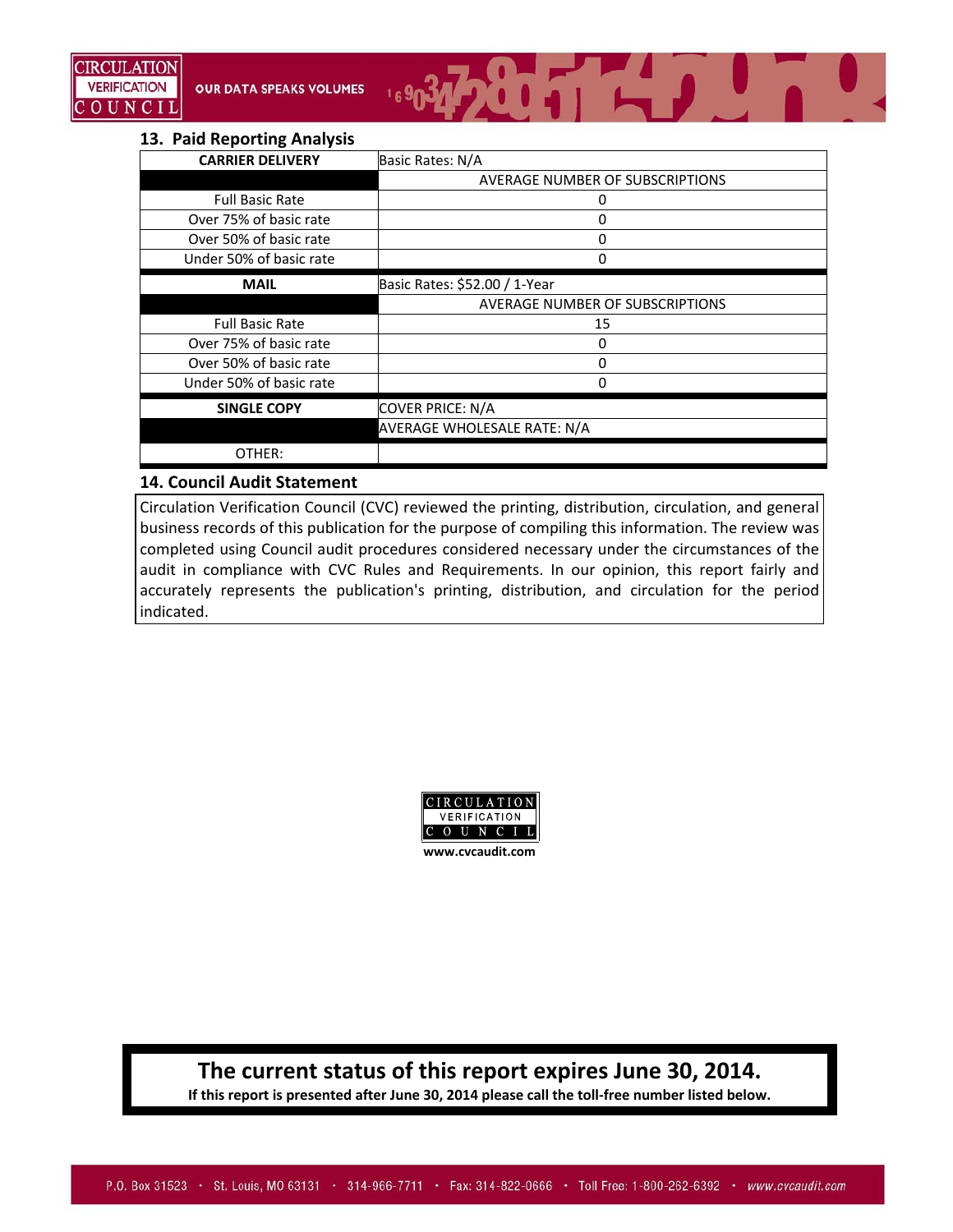## 13. Paid Reporting Analysis

| CARRIER DELIVERY | Basic Rates: N/A |
|---|---|
| | AVERAGE NUMBER OF SUBSCRIPTIONS |
| Full Basic Rate | 0 |
| Over 75% of basic rate | 0 |
| Over 50% of basic rate | 0 |
| Under 50% of basic rate | 0 |

| MAIL | Basic Rates: $52.00 / 1-Year |
|---|---|
| | AVERAGE NUMBER OF SUBSCRIPTIONS |
| Full Basic Rate | 15 |
| Over 75% of basic rate | 0 |
| Over 50% of basic rate | 0 |
| Under 50% of basic rate | 0 |

| SINGLE COPY | COVER PRICE: N/A |
|---|---|
| | AVERAGE WHOLESALE RATE: N/A |
| OTHER: | |

## 14. Council Audit Statement

Circulation Verification Council (CVC) reviewed the printing, distribution, circulation, and general business records of this publication for the purpose of compiling this information. The review was completed using Council audit procedures considered necessary under the circumstances of the audit in compliance with CVC Rules and Requirements. In our opinion, this report fairly and accurately represents the publication's printing, distribution, and circulation for the period indicated.

CIRCULATION VERIFICATION COUNCIL

**www.cvcaudit.com**

**The current status of this report expires June 30, 2014.**

**If this report is presented after June 30, 2014 please call the toll-free number listed below.**

P.O. Box 31523 · St. Louis, MO 63131 · 314-966-7711 · Fax: 314-822-0666 · Toll Free: 1-800-262-6392 · www.cvcaudit.com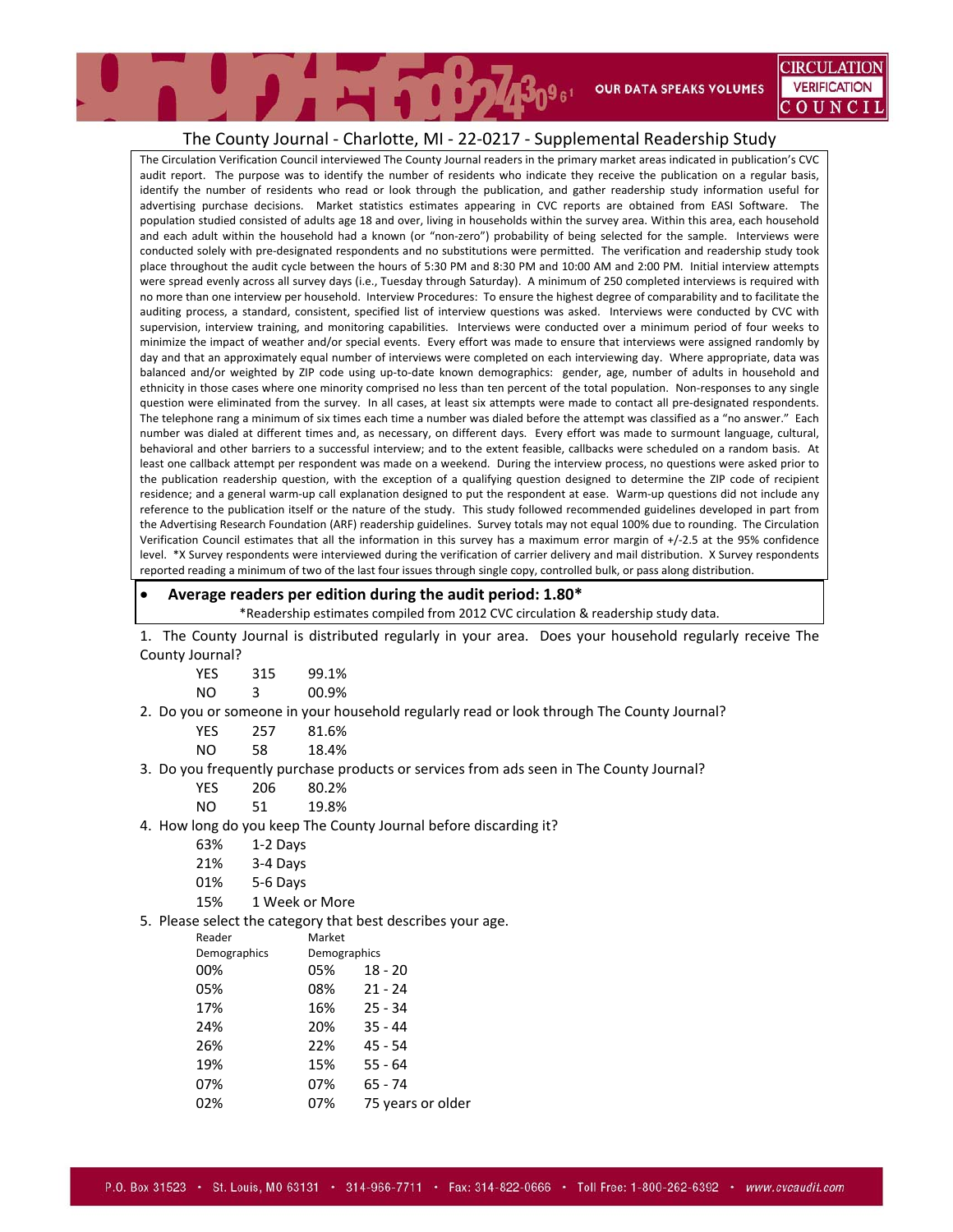# The County Journal - Charlotte, MI - 22-0217 - Supplemental Readership Study

The Circulation Verification Council interviewed The County Journal readers in the primary market areas indicated in publication's CVC audit report. The purpose was to identify the number of residents who indicate they receive the publication on a regular basis, identify the number of residents who read or look through the publication, and gather readership study information useful for advertising purchase decisions. Market statistics estimates appearing in CVC reports are obtained from EASI Software. The population studied consisted of adults age 18 and over, living in households within the survey area. Within this area, each household and each adult within the household had a known (or "non-zero") probability of being selected for the sample. Interviews were conducted solely with pre-designated respondents and no substitutions were permitted. The verification and readership study took place throughout the audit cycle between the hours of 5:30 PM and 8:30 PM and 10:00 AM and 2:00 PM. Initial interview attempts were spread evenly across all survey days (i.e., Tuesday through Saturday). A minimum of 250 completed interviews is required with no more than one interview per household. Interview Procedures: To ensure the highest degree of comparability and to facilitate the auditing process, a standard, consistent, specified list of interview questions was asked. Interviews were conducted by CVC with supervision, interview training, and monitoring capabilities. Interviews were conducted over a minimum period of four weeks to minimize the impact of weather and/or special events. Every effort was made to ensure that interviews were assigned randomly by day and that an approximately equal number of interviews were completed on each interviewing day. Where appropriate, data was balanced and/or weighted by ZIP code using up-to-date known demographics: gender, age, number of adults in household and ethnicity in those cases where one minority comprised no less than ten percent of the total population. Non-responses to any single question were eliminated from the survey. In all cases, at least six attempts were made to contact all pre-designated respondents. The telephone rang a minimum of six times each time a number was dialed before the attempt was classified as a "no answer." Each number was dialed at different times and, as necessary, on different days. Every effort was made to surmount language, cultural, behavioral and other barriers to a successful interview; and to the extent feasible, callbacks were scheduled on a random basis. At least one callback attempt per respondent was made on a weekend. During the interview process, no questions were asked prior to the publication readership question, with the exception of a qualifying question designed to determine the ZIP code of recipient residence; and a general warm-up call explanation designed to put the respondent at ease. Warm-up questions did not include any reference to the publication itself or the nature of the study. This study followed recommended guidelines developed in part from the Advertising Research Foundation (ARF) readership guidelines. Survey totals may not equal 100% due to rounding. The Circulation Verification Council estimates that all the information in this survey has a maximum error margin of +/-2.5 at the 95% confidence level. *X Survey respondents were interviewed during the verification of carrier delivery and mail distribution. X Survey respondents reported reading a minimum of two of the last four issues through single copy, controlled bulk, or pass along distribution.

- **Average readers per edition during the audit period: 1.80***

*Readership estimates compiled from 2012 CVC circulation & readership study data.

1. The County Journal is distributed regularly in your area. Does your household regularly receive The County Journal?

| | | |
|---|---|---|
| YES | 315 | 99.1% |
| NO | 3 | 00.9% |

2. Do you or someone in your household regularly read or look through The County Journal?

| | | |
|---|---|---|
| YES | 257 | 81.6% |
| NO | 58 | 18.4% |

3. Do you frequently purchase products or services from ads seen in The County Journal?

| | | |
|---|---|---|
| YES | 206 | 80.2% |
| NO | 51 | 19.8% |

4. How long do you keep The County Journal before discarding it?

| | |
|---|---|
| 63% | 1-2 Days |
| 21% | 3-4 Days |
| 01% | 5-6 Days |
| 15% | 1 Week or More |

5. Please select the category that best describes your age.

| Reader Demographics | Market Demographics | |
|---|---|---|
| 00% | 05% | 18 - 20 |
| 05% | 08% | 21 - 24 |
| 17% | 16% | 25 - 34 |
| 24% | 20% | 35 - 44 |
| 26% | 22% | 45 - 54 |
| 19% | 15% | 55 - 64 |
| 07% | 07% | 65 - 74 |
| 02% | 07% | 75 years or older |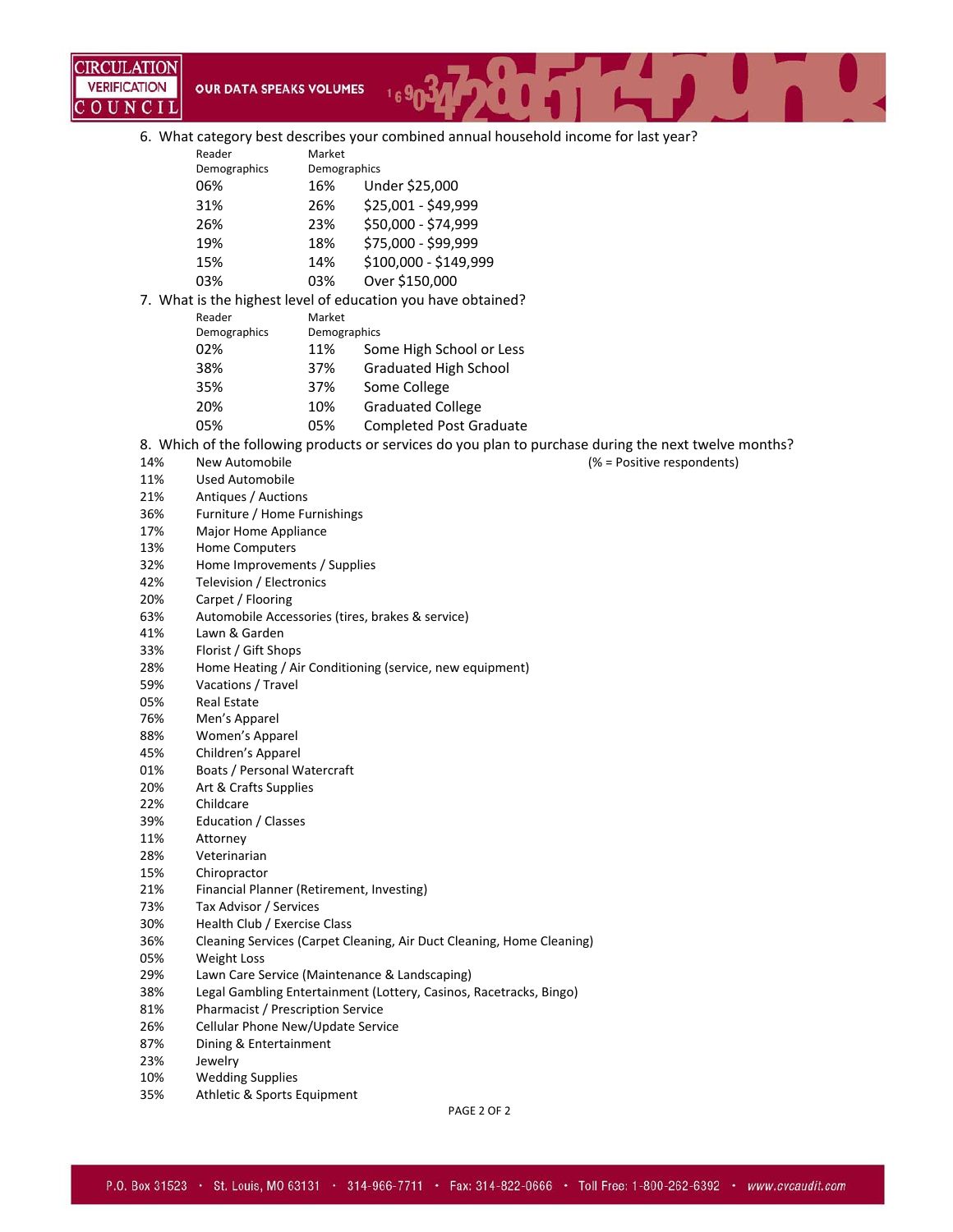6. What category best describes your combined annual household income for last year?

| Reader Demographics | Market Demographics | |
|---|---|---|
| 06% | 16% | Under $25,000 |
| 31% | 26% | $25,001 - $49,999 |
| 26% | 23% | $50,000 - $74,999 |
| 19% | 18% | $75,000 - $99,999 |
| 15% | 14% | $100,000 - $149,999 |
| 03% | 03% | Over $150,000 |

7. What is the highest level of education you have obtained?

| Reader Demographics | Market Demographics | |
|---|---|---|
| 02% | 11% | Some High School or Less |
| 38% | 37% | Graduated High School |
| 35% | 37% | Some College |
| 20% | 10% | Graduated College |
| 05% | 05% | Completed Post Graduate |

8. Which of the following products or services do you plan to purchase during the next twelve months?

(% = Positive respondents)

| % | Product / Service |
|---|---|
| 14% | New Automobile |
| 11% | Used Automobile |
| 21% | Antiques / Auctions |
| 36% | Furniture / Home Furnishings |
| 17% | Major Home Appliance |
| 13% | Home Computers |
| 32% | Home Improvements / Supplies |
| 42% | Television / Electronics |
| 20% | Carpet / Flooring |
| 63% | Automobile Accessories (tires, brakes & service) |
| 41% | Lawn & Garden |
| 33% | Florist / Gift Shops |
| 28% | Home Heating / Air Conditioning (service, new equipment) |
| 59% | Vacations / Travel |
| 05% | Real Estate |
| 76% | Men's Apparel |
| 88% | Women's Apparel |
| 45% | Children's Apparel |
| 01% | Boats / Personal Watercraft |
| 20% | Art & Crafts Supplies |
| 22% | Childcare |
| 39% | Education / Classes |
| 11% | Attorney |
| 28% | Veterinarian |
| 15% | Chiropractor |
| 21% | Financial Planner (Retirement, Investing) |
| 73% | Tax Advisor / Services |
| 30% | Health Club / Exercise Class |
| 36% | Cleaning Services (Carpet Cleaning, Air Duct Cleaning, Home Cleaning) |
| 05% | Weight Loss |
| 29% | Lawn Care Service (Maintenance & Landscaping) |
| 38% | Legal Gambling Entertainment (Lottery, Casinos, Racetracks, Bingo) |
| 81% | Pharmacist / Prescription Service |
| 26% | Cellular Phone New/Update Service |
| 87% | Dining & Entertainment |
| 23% | Jewelry |
| 10% | Wedding Supplies |
| 35% | Athletic & Sports Equipment |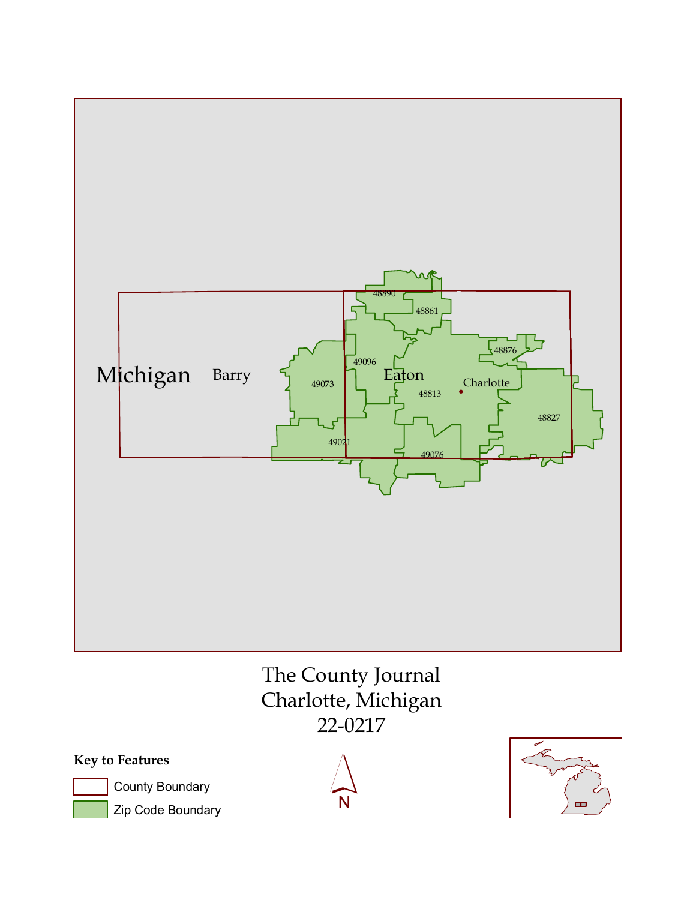Michigan

Barry

Eaton

Charlotte

48890

48861

48876

49096

49073

48813

48827

49021

49076

The County Journal
Charlotte, Michigan
22-0217

**Key to Features**

County Boundary

Zip Code Boundary

N